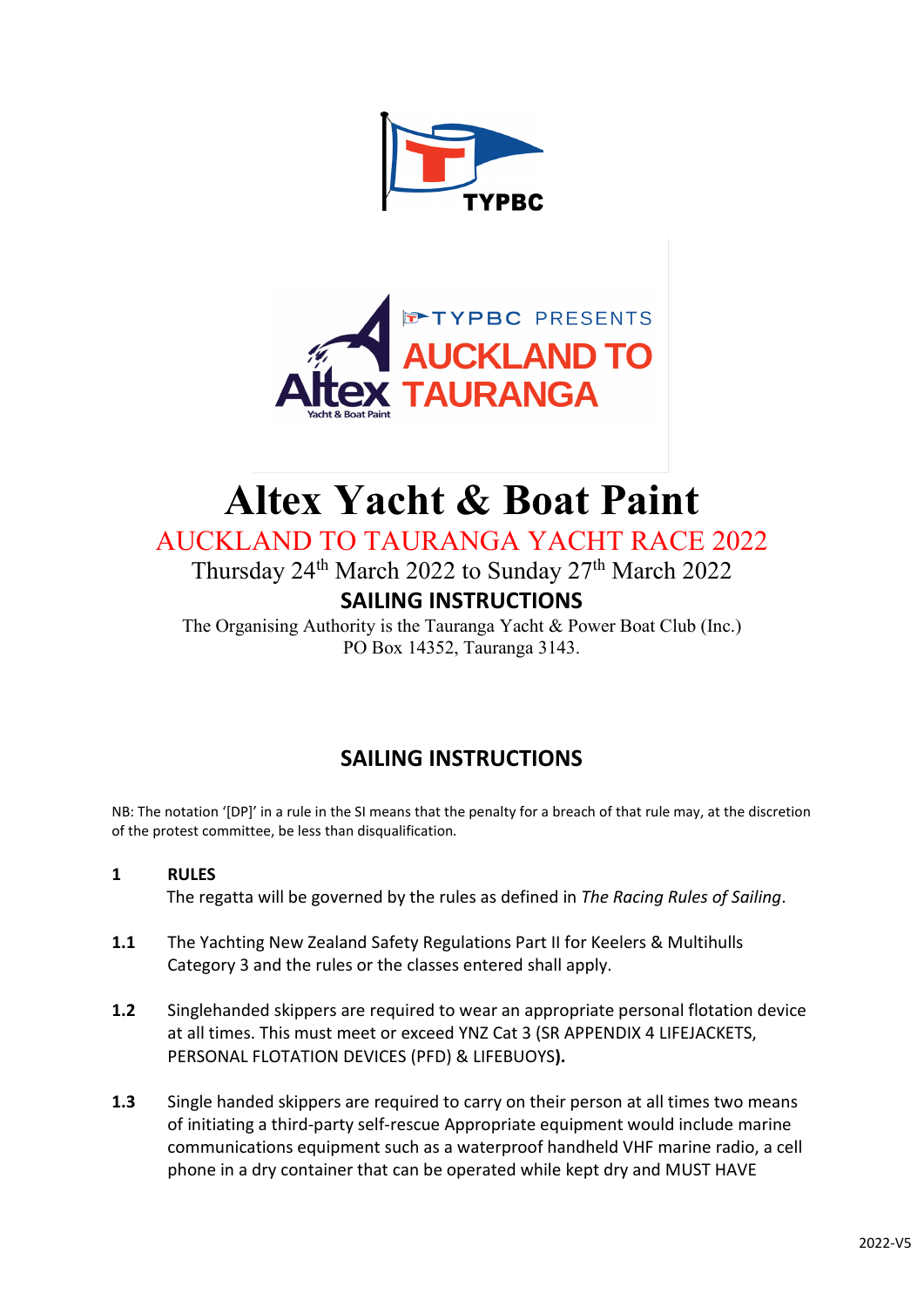# Altex Yacht & Boat Paint

## AUCKLAND TO TAURANGA YACHT RACE 2022

Thursday 24th March 2022 to Sunday 27th March 2022

**SAILING INSTRUCTIONS**

The Organising Authority is the Tauranga Yacht & Power Boat Club (Inc.)
PO Box 14352, Tauranga 3143.

## SAILING INSTRUCTIONS

NB: The notation '[DP]' in a rule in the SI means that the penalty for a breach of that rule may, at the discretion of the protest committee, be less than disqualification.

**1 RULES**

The regatta will be governed by the rules as defined in *The Racing Rules of Sailing*.

**1.1** The Yachting New Zealand Safety Regulations Part II for Keelers & Multihulls Category 3 and the rules or the classes entered shall apply.

**1.2** Singlehanded skippers are required to wear an appropriate personal flotation device at all times. This must meet or exceed YNZ Cat 3 (SR APPENDIX 4 LIFEJACKETS, PERSONAL FLOTATION DEVICES (PFD) & LIFEBUOYS**).**

**1.3** Single handed skippers are required to carry on their person at all times two means of initiating a third-party self-rescue Appropriate equipment would include marine communications equipment such as a waterproof handheld VHF marine radio, a cell phone in a dry container that can be operated while kept dry and MUST HAVE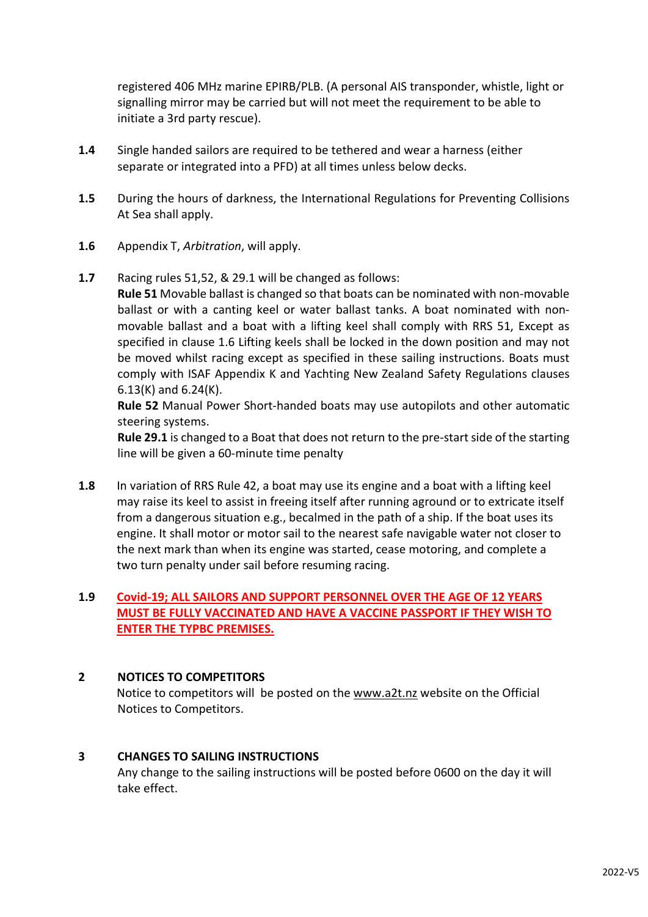registered 406 MHz marine EPIRB/PLB. (A personal AIS transponder, whistle, light or signalling mirror may be carried but will not meet the requirement to be able to initiate a 3rd party rescue).

**1.4** Single handed sailors are required to be tethered and wear a harness (either separate or integrated into a PFD) at all times unless below decks.

**1.5** During the hours of darkness, the International Regulations for Preventing Collisions At Sea shall apply.

**1.6** Appendix T, *Arbitration*, will apply.

**1.7** Racing rules 51,52, & 29.1 will be changed as follows:
**Rule 51** Movable ballast is changed so that boats can be nominated with non-movable ballast or with a canting keel or water ballast tanks. A boat nominated with non-movable ballast and a boat with a lifting keel shall comply with RRS 51, Except as specified in clause 1.6 Lifting keels shall be locked in the down position and may not be moved whilst racing except as specified in these sailing instructions. Boats must comply with ISAF Appendix K and Yachting New Zealand Safety Regulations clauses 6.13(K) and 6.24(K).
**Rule 52** Manual Power Short-handed boats may use autopilots and other automatic steering systems.
**Rule 29.1** is changed to a Boat that does not return to the pre-start side of the starting line will be given a 60-minute time penalty

**1.8** In variation of RRS Rule 42, a boat may use its engine and a boat with a lifting keel may raise its keel to assist in freeing itself after running aground or to extricate itself from a dangerous situation e.g., becalmed in the path of a ship. If the boat uses its engine. It shall motor or motor sail to the nearest safe navigable water not closer to the next mark than when its engine was started, cease motoring, and complete a two turn penalty under sail before resuming racing.

**1.9** **COVID-19; ALL SAILORS AND SUPPORT PERSONNEL OVER THE AGE OF 12 YEARS MUST BE FULLY VACCINATED AND HAVE A VACCINE PASSPORT IF THEY WISH TO ENTER THE TYPBC PREMISES.**

## 2 NOTICES TO COMPETITORS

Notice to competitors will be posted on the www.a2t.nz website on the Official Notices to Competitors.

## 3 CHANGES TO SAILING INSTRUCTIONS

Any change to the sailing instructions will be posted before 0600 on the day it will take effect.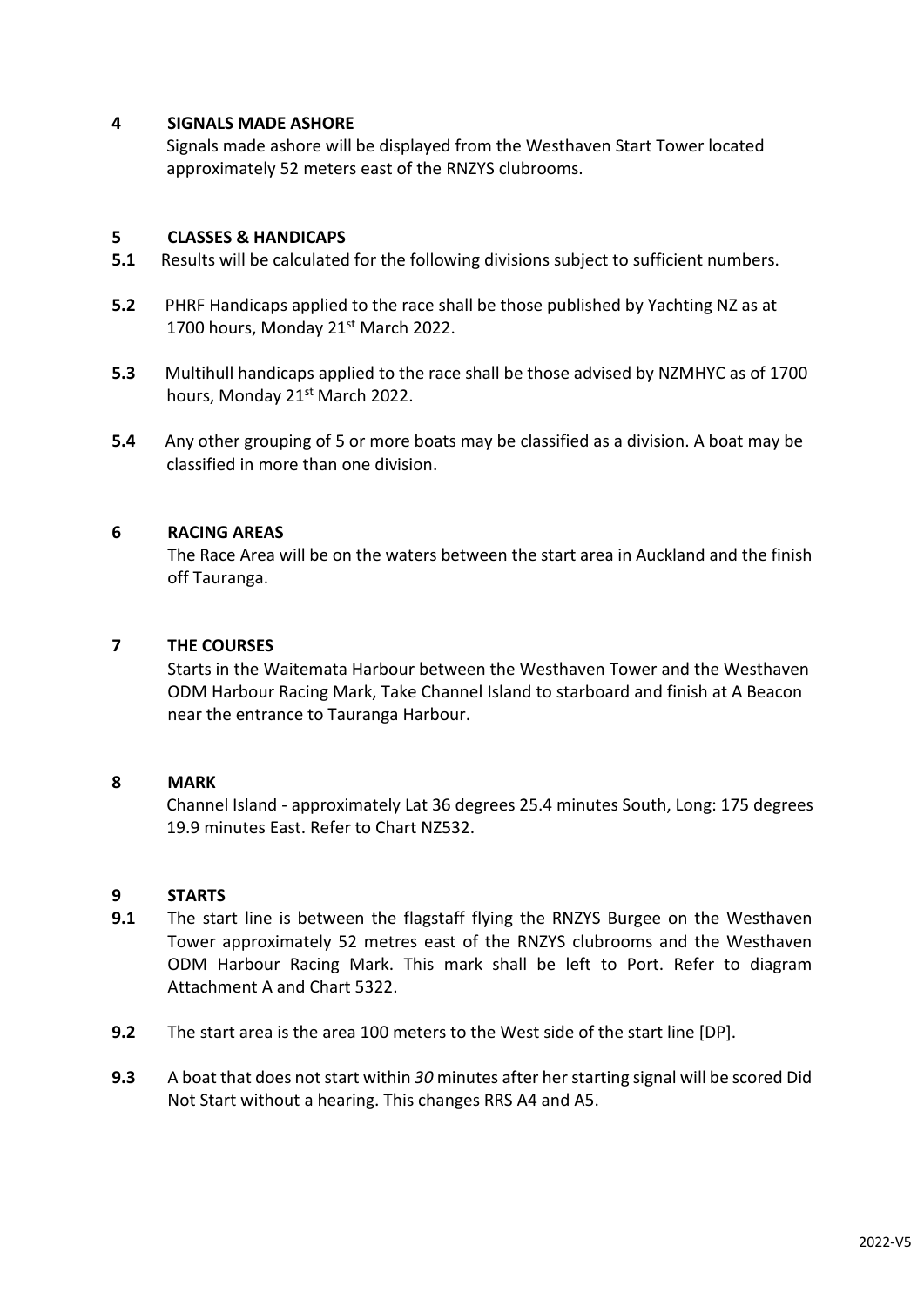## 4 SIGNALS MADE ASHORE

Signals made ashore will be displayed from the Westhaven Start Tower located approximately 52 meters east of the RNZYS clubrooms.

## 5 CLASSES & HANDICAPS

**5.1** Results will be calculated for the following divisions subject to sufficient numbers.

**5.2** PHRF Handicaps applied to the race shall be those published by Yachting NZ as at 1700 hours, Monday 21st March 2022.

**5.3** Multihull handicaps applied to the race shall be those advised by NZMHYC as of 1700 hours, Monday 21st March 2022.

**5.4** Any other grouping of 5 or more boats may be classified as a division. A boat may be classified in more than one division.

## 6 RACING AREAS

The Race Area will be on the waters between the start area in Auckland and the finish off Tauranga.

## 7 THE COURSES

Starts in the Waitemata Harbour between the Westhaven Tower and the Westhaven ODM Harbour Racing Mark, Take Channel Island to starboard and finish at A Beacon near the entrance to Tauranga Harbour.

## 8 MARK

Channel Island - approximately Lat 36 degrees 25.4 minutes South, Long: 175 degrees 19.9 minutes East. Refer to Chart NZ532.

## 9 STARTS

**9.1** The start line is between the flagstaff flying the RNZYS Burgee on the Westhaven Tower approximately 52 metres east of the RNZYS clubrooms and the Westhaven ODM Harbour Racing Mark. This mark shall be left to Port. Refer to diagram Attachment A and Chart 5322.

**9.2** The start area is the area 100 meters to the West side of the start line [DP].

**9.3** A boat that does not start within *30* minutes after her starting signal will be scored Did Not Start without a hearing. This changes RRS A4 and A5.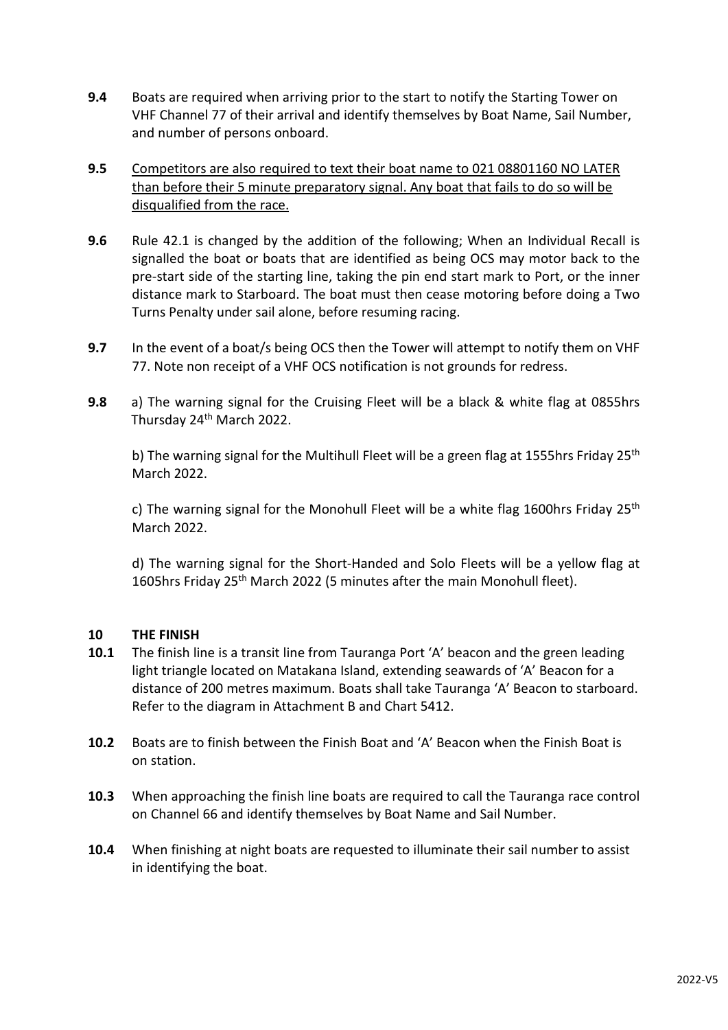**9.4** Boats are required when arriving prior to the start to notify the Starting Tower on VHF Channel 77 of their arrival and identify themselves by Boat Name, Sail Number, and number of persons onboard.

**9.5** <u>Competitors are also required to text their boat name to 021 08801160 NO LATER than before their 5 minute preparatory signal. Any boat that fails to do so will be disqualified from the race.</u>

**9.6** Rule 42.1 is changed by the addition of the following; When an Individual Recall is signalled the boat or boats that are identified as being OCS may motor back to the pre-start side of the starting line, taking the pin end start mark to Port, or the inner distance mark to Starboard. The boat must then cease motoring before doing a Two Turns Penalty under sail alone, before resuming racing.

**9.7** In the event of a boat/s being OCS then the Tower will attempt to notify them on VHF 77. Note non receipt of a VHF OCS notification is not grounds for redress.

**9.8** a) The warning signal for the Cruising Fleet will be a black & white flag at 0855hrs Thursday 24th March 2022.

b) The warning signal for the Multihull Fleet will be a green flag at 1555hrs Friday 25th March 2022.

c) The warning signal for the Monohull Fleet will be a white flag 1600hrs Friday 25th March 2022.

d) The warning signal for the Short-Handed and Solo Fleets will be a yellow flag at 1605hrs Friday 25th March 2022 (5 minutes after the main Monohull fleet).

## 10 THE FINISH

**10.1** The finish line is a transit line from Tauranga Port 'A' beacon and the green leading light triangle located on Matakana Island, extending seawards of 'A' Beacon for a distance of 200 metres maximum. Boats shall take Tauranga 'A' Beacon to starboard. Refer to the diagram in Attachment B and Chart 5412.

**10.2** Boats are to finish between the Finish Boat and 'A' Beacon when the Finish Boat is on station.

**10.3** When approaching the finish line boats are required to call the Tauranga race control on Channel 66 and identify themselves by Boat Name and Sail Number.

**10.4** When finishing at night boats are requested to illuminate their sail number to assist in identifying the boat.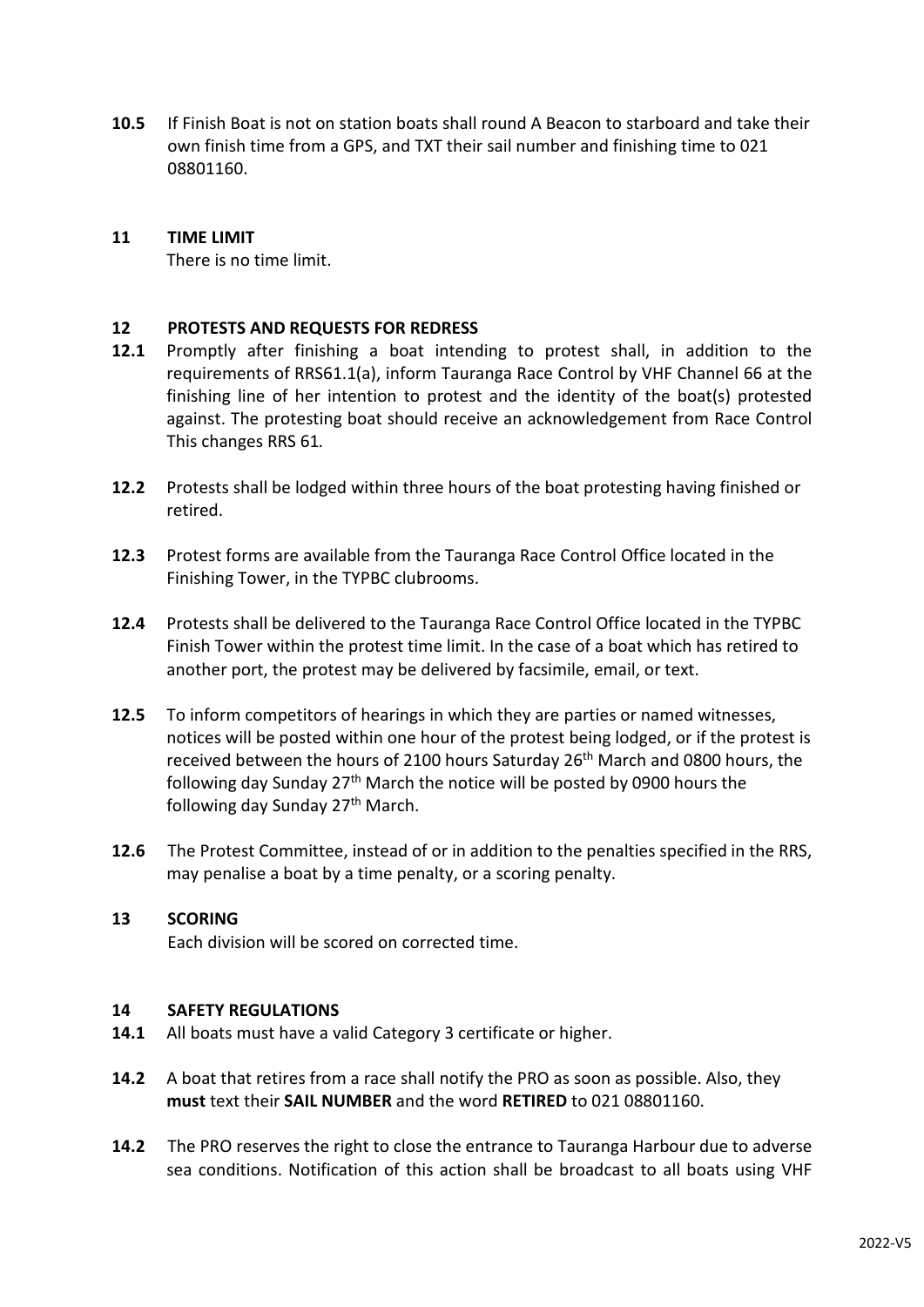**10.5** If Finish Boat is not on station boats shall round A Beacon to starboard and take their own finish time from a GPS, and TXT their sail number and finishing time to 021 08801160.

## 11 TIME LIMIT

There is no time limit.

## 12 PROTESTS AND REQUESTS FOR REDRESS

**12.1** Promptly after finishing a boat intending to protest shall, in addition to the requirements of RRS61.1(a), inform Tauranga Race Control by VHF Channel 66 at the finishing line of her intention to protest and the identity of the boat(s) protested against. The protesting boat should receive an acknowledgement from Race Control This changes RRS 61.

**12.2** Protests shall be lodged within three hours of the boat protesting having finished or retired.

**12.3** Protest forms are available from the Tauranga Race Control Office located in the Finishing Tower, in the TYPBC clubrooms.

**12.4** Protests shall be delivered to the Tauranga Race Control Office located in the TYPBC Finish Tower within the protest time limit. In the case of a boat which has retired to another port, the protest may be delivered by facsimile, email, or text.

**12.5** To inform competitors of hearings in which they are parties or named witnesses, notices will be posted within one hour of the protest being lodged, or if the protest is received between the hours of 2100 hours Saturday 26th March and 0800 hours, the following day Sunday 27th March the notice will be posted by 0900 hours the following day Sunday 27th March.

**12.6** The Protest Committee, instead of or in addition to the penalties specified in the RRS, may penalise a boat by a time penalty, or a scoring penalty.

## 13 SCORING

Each division will be scored on corrected time.

## 14 SAFETY REGULATIONS

**14.1** All boats must have a valid Category 3 certificate or higher.

**14.2** A boat that retires from a race shall notify the PRO as soon as possible. Also, they **must** text their **SAIL NUMBER** and the word **RETIRED** to 021 08801160.

**14.2** The PRO reserves the right to close the entrance to Tauranga Harbour due to adverse sea conditions. Notification of this action shall be broadcast to all boats using VHF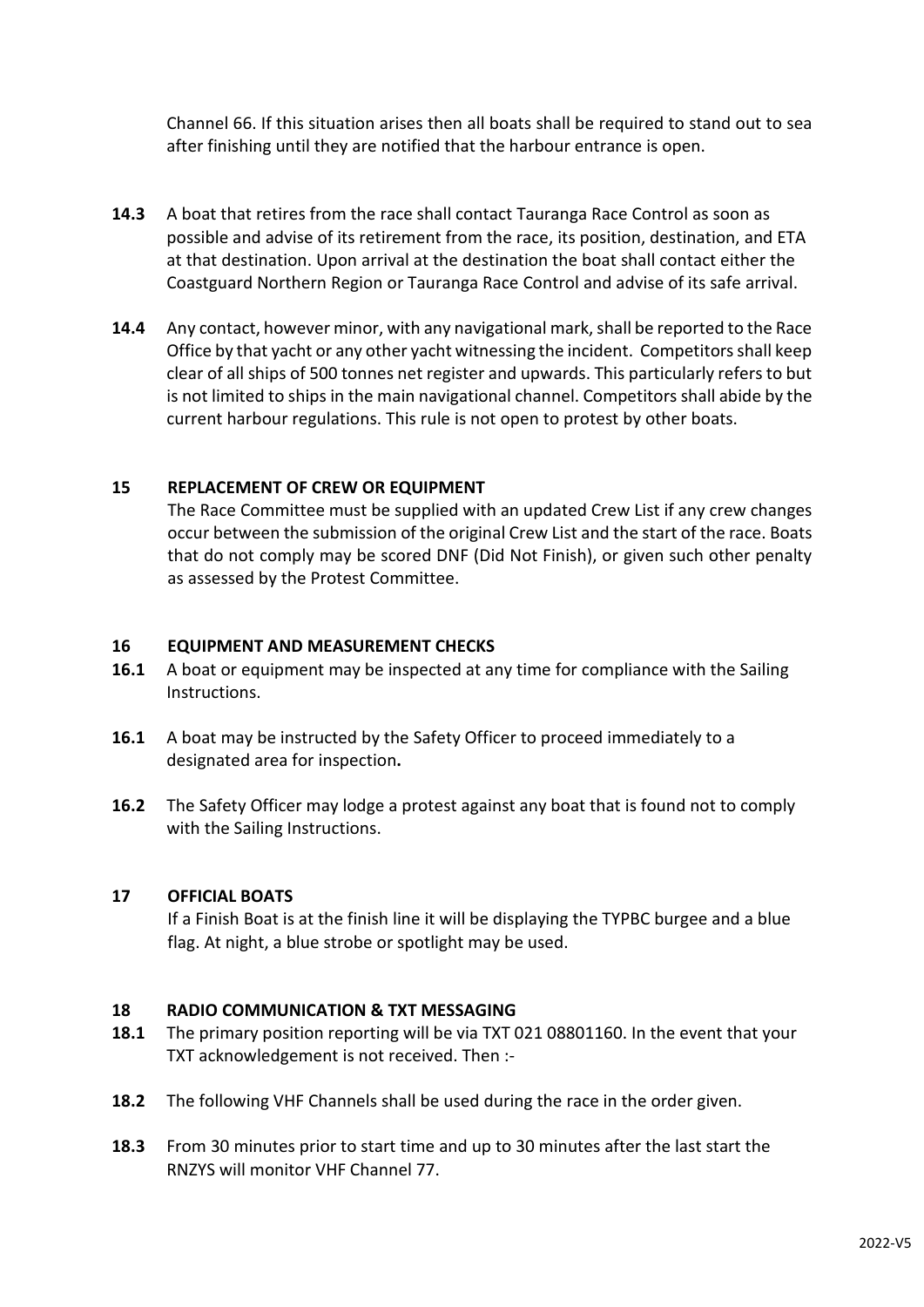Channel 66. If this situation arises then all boats shall be required to stand out to sea after finishing until they are notified that the harbour entrance is open.

**14.3** A boat that retires from the race shall contact Tauranga Race Control as soon as possible and advise of its retirement from the race, its position, destination, and ETA at that destination. Upon arrival at the destination the boat shall contact either the Coastguard Northern Region or Tauranga Race Control and advise of its safe arrival.

**14.4** Any contact, however minor, with any navigational mark, shall be reported to the Race Office by that yacht or any other yacht witnessing the incident. Competitors shall keep clear of all ships of 500 tonnes net register and upwards. This particularly refers to but is not limited to ships in the main navigational channel. Competitors shall abide by the current harbour regulations. This rule is not open to protest by other boats.

## 15 REPLACEMENT OF CREW OR EQUIPMENT

The Race Committee must be supplied with an updated Crew List if any crew changes occur between the submission of the original Crew List and the start of the race. Boats that do not comply may be scored DNF (Did Not Finish), or given such other penalty as assessed by the Protest Committee.

## 16 EQUIPMENT AND MEASUREMENT CHECKS

**16.1** A boat or equipment may be inspected at any time for compliance with the Sailing Instructions.

**16.1** A boat may be instructed by the Safety Officer to proceed immediately to a designated area for inspection**.**

**16.2** The Safety Officer may lodge a protest against any boat that is found not to comply with the Sailing Instructions.

## 17 OFFICIAL BOATS

If a Finish Boat is at the finish line it will be displaying the TYPBC burgee and a blue flag. At night, a blue strobe or spotlight may be used.

## 18 RADIO COMMUNICATION & TXT MESSAGING

**18.1** The primary position reporting will be via TXT 021 08801160. In the event that your TXT acknowledgement is not received. Then :-

**18.2** The following VHF Channels shall be used during the race in the order given.

**18.3** From 30 minutes prior to start time and up to 30 minutes after the last start the RNZYS will monitor VHF Channel 77.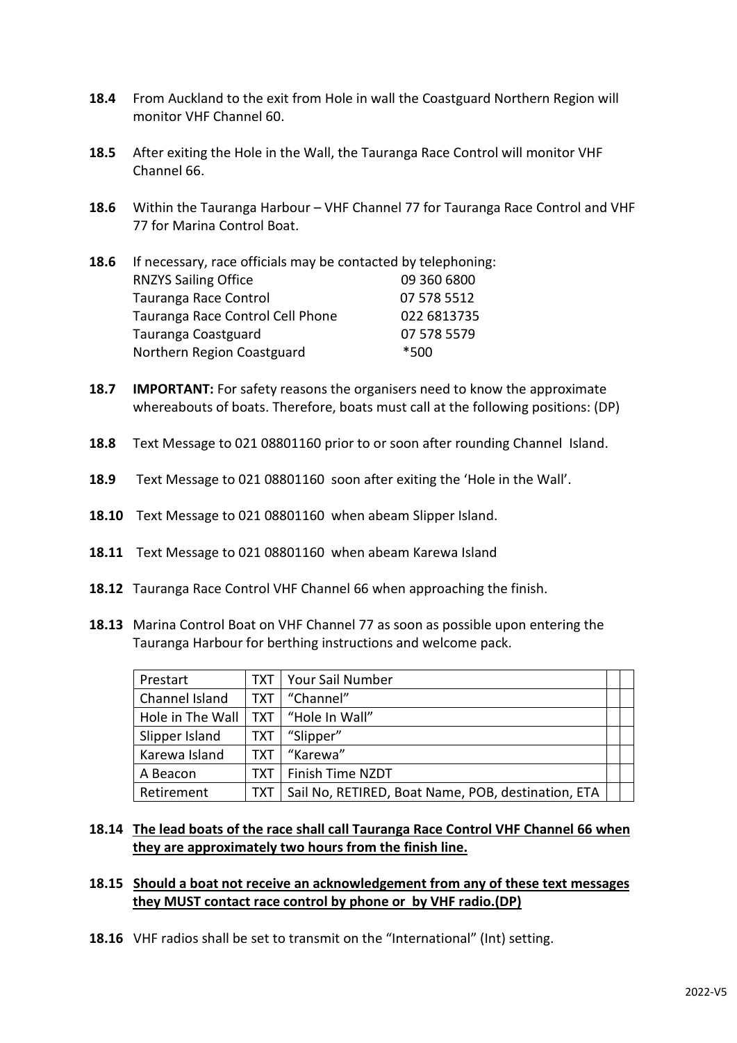**18.4** From Auckland to the exit from Hole in wall the Coastguard Northern Region will monitor VHF Channel 60.

**18.5** After exiting the Hole in the Wall, the Tauranga Race Control will monitor VHF Channel 66.

**18.6** Within the Tauranga Harbour – VHF Channel 77 for Tauranga Race Control and VHF 77 for Marina Control Boat.

**18.6** If necessary, race officials may be contacted by telephoning:

| | |
|---|---|
| RNZYS Sailing Office | 09 360 6800 |
| Tauranga Race Control | 07 578 5512 |
| Tauranga Race Control Cell Phone | 022 6813735 |
| Tauranga Coastguard | 07 578 5579 |
| Northern Region Coastguard | *500 |

**18.7** **IMPORTANT:** For safety reasons the organisers need to know the approximate whereabouts of boats. Therefore, boats must call at the following positions: (DP)

**18.8** Text Message to 021 08801160 prior to or soon after rounding Channel Island.

**18.9** Text Message to 021 08801160 soon after exiting the 'Hole in the Wall'.

**18.10** Text Message to 021 08801160 when abeam Slipper Island.

**18.11** Text Message to 021 08801160 when abeam Karewa Island

**18.12** Tauranga Race Control VHF Channel 66 when approaching the finish.

**18.13** Marina Control Boat on VHF Channel 77 as soon as possible upon entering the Tauranga Harbour for berthing instructions and welcome pack.

| | | | | |
|---|---|---|---|---|
| Prestart | TXT | Your Sail Number | | |
| Channel Island | TXT | "Channel" | | |
| Hole in The Wall | TXT | "Hole In Wall" | | |
| Slipper Island | TXT | "Slipper" | | |
| Karewa Island | TXT | "Karewa" | | |
| A Beacon | TXT | Finish Time NZDT | | |
| Retirement | TXT | Sail No, RETIRED, Boat Name, POB, destination, ETA | | |

**18.14** **The lead boats of the race shall call Tauranga Race Control VHF Channel 66 when they are approximately two hours from the finish line.**

**18.15** **Should a boat not receive an acknowledgement from any of these text messages they MUST contact race control by phone or by VHF radio.(DP)**

**18.16** VHF radios shall be set to transmit on the "International" (Int) setting.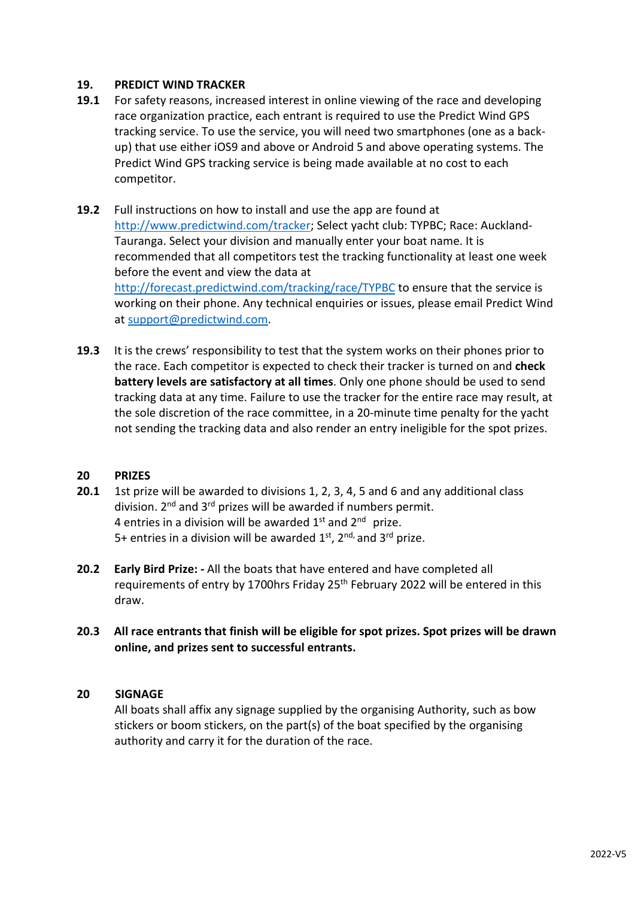## 19. PREDICT WIND TRACKER

**19.1** For safety reasons, increased interest in online viewing of the race and developing race organization practice, each entrant is required to use the Predict Wind GPS tracking service. To use the service, you will need two smartphones (one as a back-up) that use either iOS9 and above or Android 5 and above operating systems. The Predict Wind GPS tracking service is being made available at no cost to each competitor.

**19.2** Full instructions on how to install and use the app are found at http://www.predictwind.com/tracker; Select yacht club: TYPBC; Race: Auckland-Tauranga. Select your division and manually enter your boat name. It is recommended that all competitors test the tracking functionality at least one week before the event and view the data at http://forecast.predictwind.com/tracking/race/TYPBC to ensure that the service is working on their phone. Any technical enquiries or issues, please email Predict Wind at support@predictwind.com.

**19.3** It is the crews' responsibility to test that the system works on their phones prior to the race. Each competitor is expected to check their tracker is turned on and **check battery levels are satisfactory at all times**. Only one phone should be used to send tracking data at any time. Failure to use the tracker for the entire race may result, at the sole discretion of the race committee, in a 20-minute time penalty for the yacht not sending the tracking data and also render an entry ineligible for the spot prizes.

## 20 PRIZES

**20.1** 1st prize will be awarded to divisions 1, 2, 3, 4, 5 and 6 and any additional class division. 2nd and 3rd prizes will be awarded if numbers permit.
4 entries in a division will be awarded 1st and 2nd prize.
5+ entries in a division will be awarded 1st, 2nd, and 3rd prize.

**20.2** **Early Bird Prize: -** All the boats that have entered and have completed all requirements of entry by 1700hrs Friday 25th February 2022 will be entered in this draw.

**20.3** **All race entrants that finish will be eligible for spot prizes. Spot prizes will be drawn online, and prizes sent to successful entrants.**

## 20 SIGNAGE

All boats shall affix any signage supplied by the organising Authority, such as bow stickers or boom stickers, on the part(s) of the boat specified by the organising authority and carry it for the duration of the race.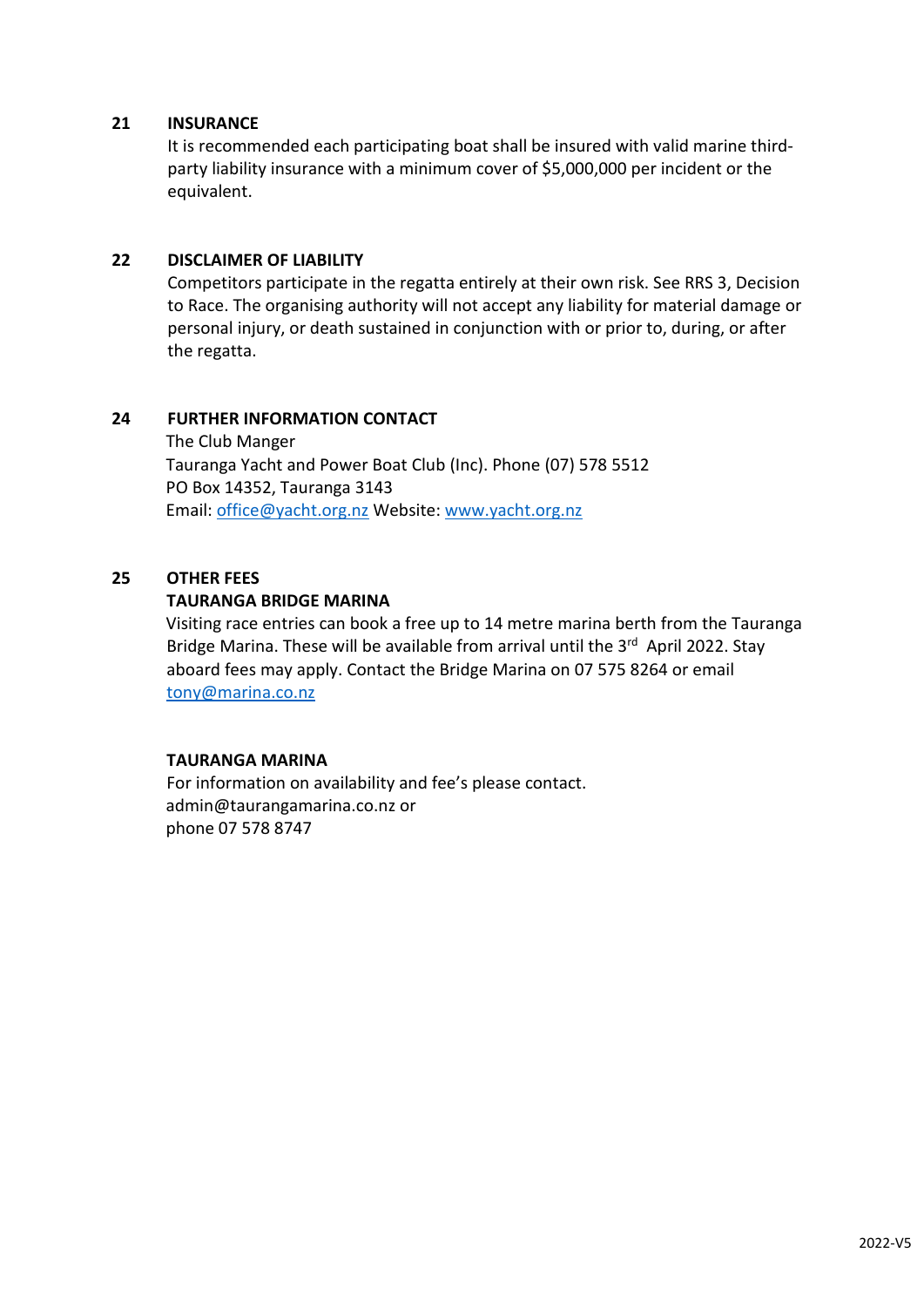## 21 INSURANCE

It is recommended each participating boat shall be insured with valid marine third-party liability insurance with a minimum cover of $5,000,000 per incident or the equivalent.

## 22 DISCLAIMER OF LIABILITY

Competitors participate in the regatta entirely at their own risk. See RRS 3, Decision to Race. The organising authority will not accept any liability for material damage or personal injury, or death sustained in conjunction with or prior to, during, or after the regatta.

## 24 FURTHER INFORMATION CONTACT

The Club Manger
Tauranga Yacht and Power Boat Club (Inc). Phone (07) 578 5512
PO Box 14352, Tauranga 3143
Email: office@yacht.org.nz Website: www.yacht.org.nz

## 25 OTHER FEES

**TAURANGA BRIDGE MARINA**

Visiting race entries can book a free up to 14 metre marina berth from the Tauranga Bridge Marina. These will be available from arrival until the 3rd April 2022. Stay aboard fees may apply. Contact the Bridge Marina on 07 575 8264 or email tony@marina.co.nz

**TAURANGA MARINA**

For information on availability and fee's please contact.
admin@taurangamarina.co.nz or
phone 07 578 8747

2022-V5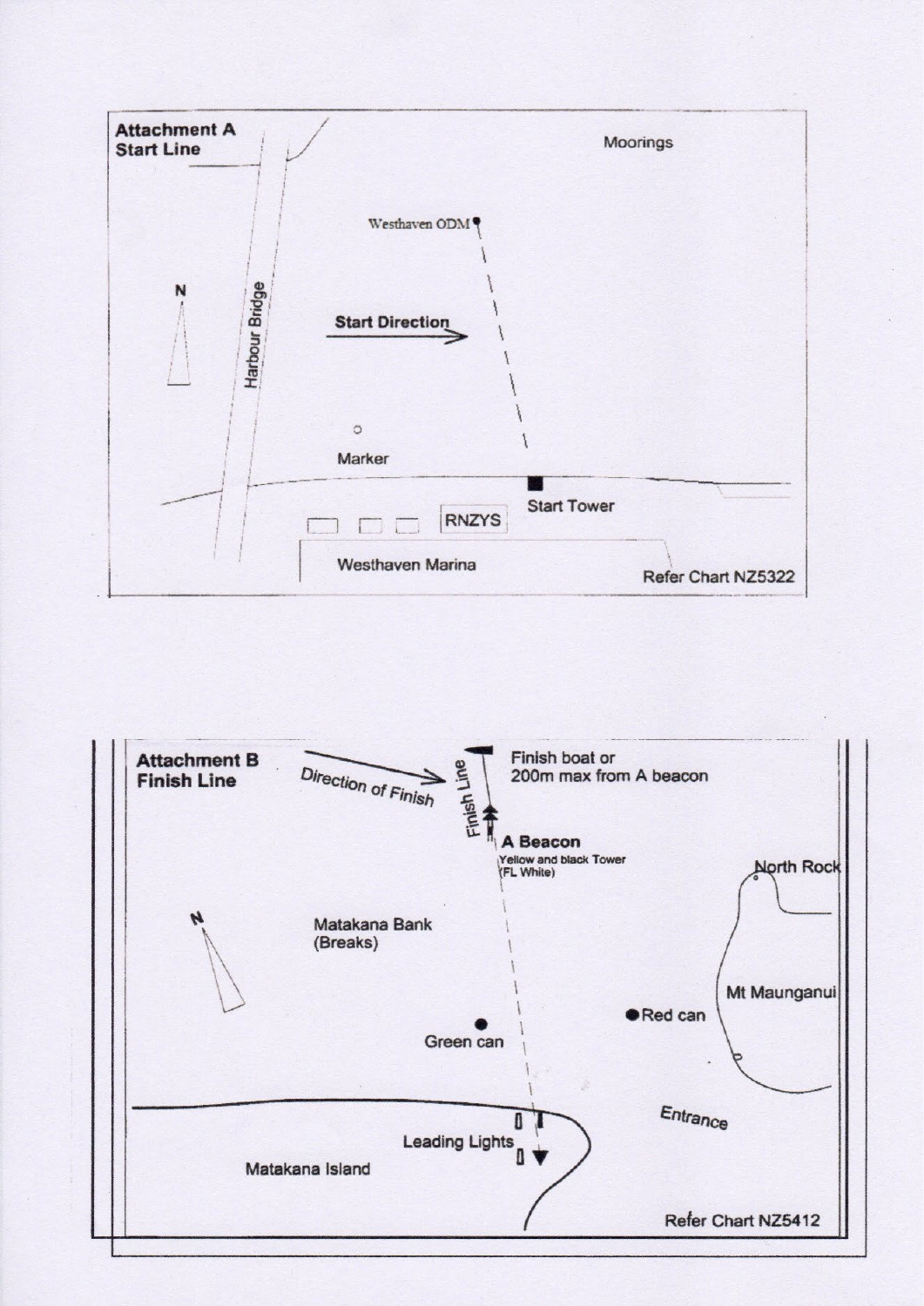**Attachment A**
**Start Line**

Moorings

Westhaven ODM

N

Harbour Bridge

**Start Direction**

Marker

Start Tower

RNZYS

Westhaven Marina

Refer Chart NZ5322

**Attachment B**
**Finish Line**

Direction of Finish

Finish Line

Finish boat or
200m max from A beacon

**A Beacon**
Yellow and black Tower
(FL White)

North Rock

N

Matakana Bank
(Breaks)

Mt Maunganui

Red can

Green can

Entrance

Leading Lights

Matakana Island

Refer Chart NZ5412